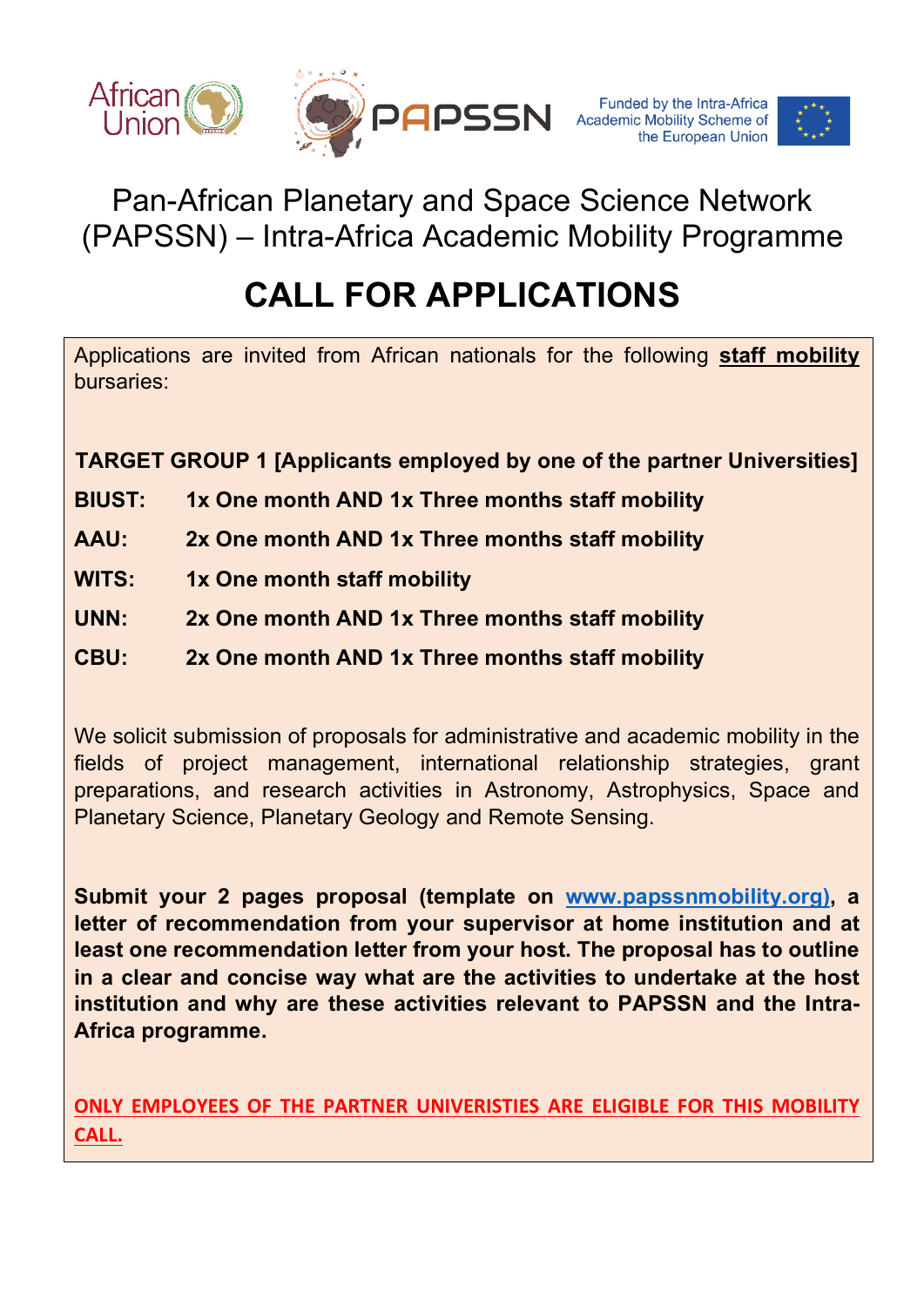African Union | PAPSSN | Funded by the Intra-Africa Academic Mobility Scheme of the European Union

# Pan-African Planetary and Space Science Network (PAPSSN) – Intra-Africa Academic Mobility Programme

# CALL FOR APPLICATIONS

Applications are invited from African nationals for the following **staff mobility** bursaries:

**TARGET GROUP 1 [Applicants employed by one of the partner Universities]**

**BIUST:** **1x One month AND 1x Three months staff mobility**

**AAU:** **2x One month AND 1x Three months staff mobility**

**WITS:** **1x One month staff mobility**

**UNN:** **2x One month AND 1x Three months staff mobility**

**CBU:** **2x One month AND 1x Three months staff mobility**

We solicit submission of proposals for administrative and academic mobility in the fields of project management, international relationship strategies, grant preparations, and research activities in Astronomy, Astrophysics, Space and Planetary Science, Planetary Geology and Remote Sensing.

**Submit your 2 pages proposal (template on www.papssnmobility.org), a letter of recommendation from your supervisor at home institution and at least one recommendation letter from your host. The proposal has to outline in a clear and concise way what are the activities to undertake at the host institution and why are these activities relevant to PAPSSN and the Intra-Africa programme.**

**ONLY EMPLOYEES OF THE PARTNER UNIVERISTIES ARE ELIGIBLE FOR THIS MOBILITY CALL.**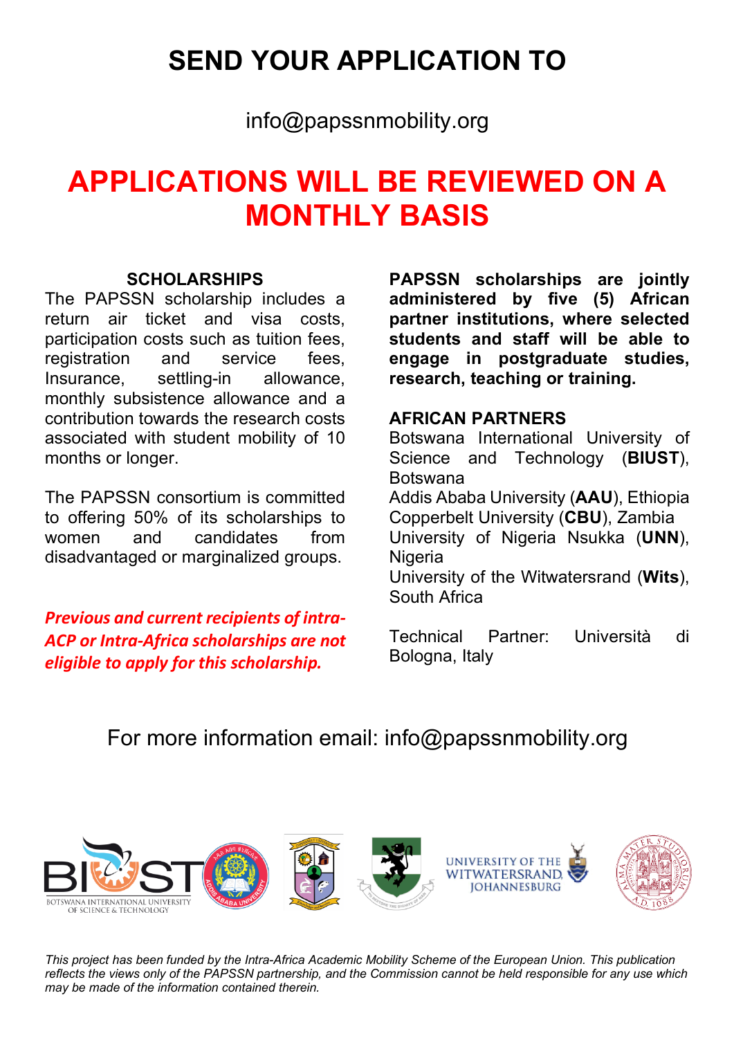# SEND YOUR APPLICATION TO

info@papssnmobility.org

## APPLICATIONS WILL BE REVIEWED ON A MONTHLY BASIS

### SCHOLARSHIPS

The PAPSSN scholarship includes a return air ticket and visa costs, participation costs such as tuition fees, registration and service fees, Insurance, settling-in allowance, monthly subsistence allowance and a contribution towards the research costs associated with student mobility of 10 months or longer.

The PAPSSN consortium is committed to offering 50% of its scholarships to women and candidates from disadvantaged or marginalized groups.

***Previous and current recipients of intra-ACP or Intra-Africa scholarships are not eligible to apply for this scholarship.***

**PAPSSN scholarships are jointly administered by five (5) African partner institutions, where selected students and staff will be able to engage in postgraduate studies, research, teaching or training.**

### AFRICAN PARTNERS

Botswana International University of Science and Technology (**BIUST**), Botswana
Addis Ababa University (**AAU**), Ethiopia
Copperbelt University (**CBU**), Zambia
University of Nigeria Nsukka (**UNN**), Nigeria
University of the Witwatersrand (**Wits**), South Africa

Technical Partner: Università di Bologna, Italy

For more information email: info@papssnmobility.org

*This project has been funded by the Intra-Africa Academic Mobility Scheme of the European Union. This publication reflects the views only of the PAPSSN partnership, and the Commission cannot be held responsible for any use which may be made of the information contained therein.*